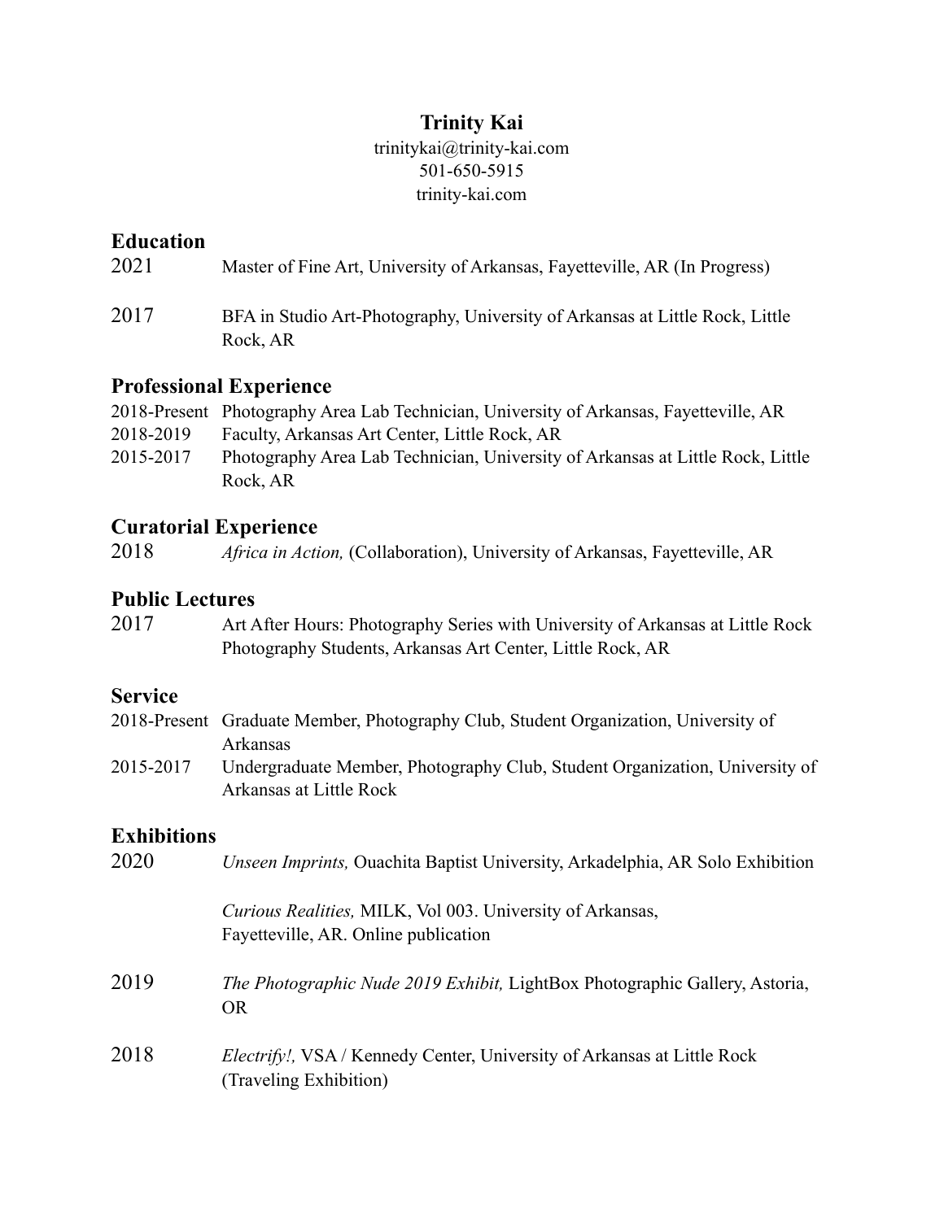# Trinity Kai

trinitykai@trinity-kai.com
501-650-5915
trinity-kai.com

## Education

2021 Master of Fine Art, University of Arkansas, Fayetteville, AR (In Progress)

2017 BFA in Studio Art-Photography, University of Arkansas at Little Rock, Little Rock, AR

## Professional Experience

2018-Present Photography Area Lab Technician, University of Arkansas, Fayetteville, AR
2018-2019 Faculty, Arkansas Art Center, Little Rock, AR
2015-2017 Photography Area Lab Technician, University of Arkansas at Little Rock, Little Rock, AR

## Curatorial Experience

2018 *Africa in Action,* (Collaboration), University of Arkansas, Fayetteville, AR

## Public Lectures

2017 Art After Hours: Photography Series with University of Arkansas at Little Rock Photography Students, Arkansas Art Center, Little Rock, AR

## Service

2018-Present Graduate Member, Photography Club, Student Organization, University of Arkansas
2015-2017 Undergraduate Member, Photography Club, Student Organization, University of Arkansas at Little Rock

## Exhibitions

2020 *Unseen Imprints,* Ouachita Baptist University, Arkadelphia, AR Solo Exhibition

*Curious Realities,* MILK, Vol 003. University of Arkansas, Fayetteville, AR. Online publication

2019 *The Photographic Nude 2019 Exhibit,* LightBox Photographic Gallery, Astoria, OR

2018 *Electrify!,* VSA / Kennedy Center, University of Arkansas at Little Rock (Traveling Exhibition)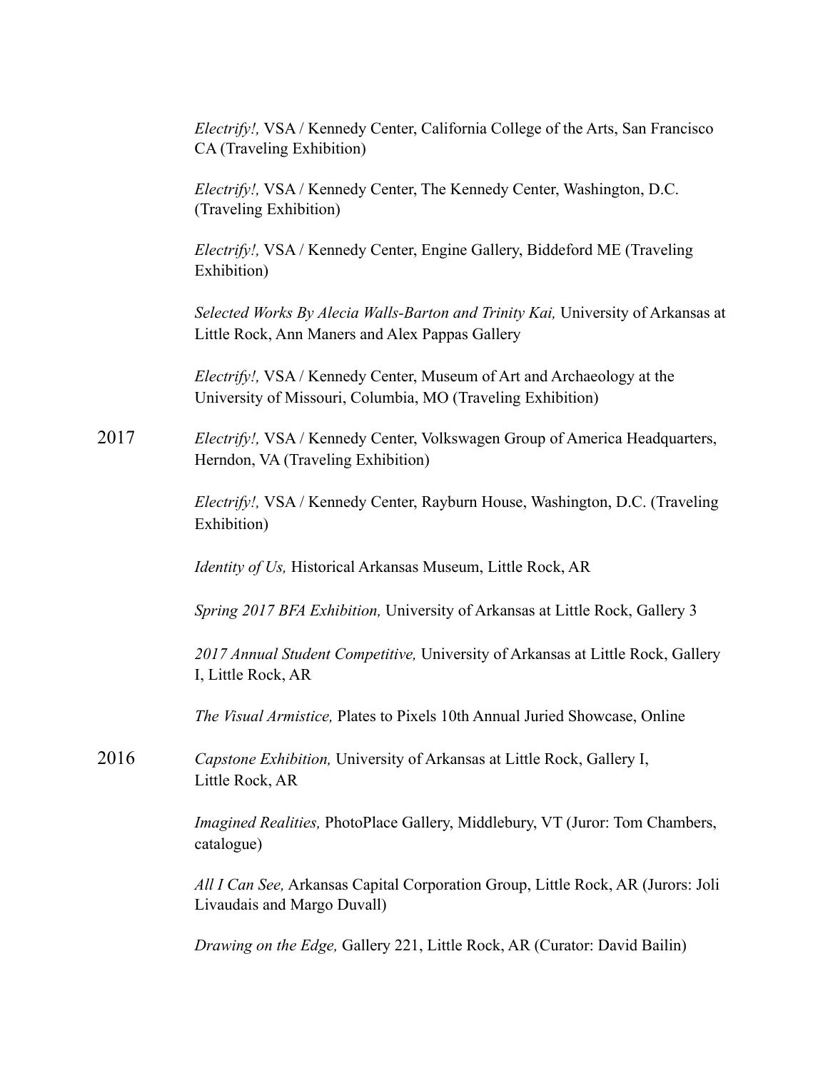*Electrify!,* VSA / Kennedy Center, California College of the Arts, San Francisco CA (Traveling Exhibition)

*Electrify!,* VSA / Kennedy Center, The Kennedy Center, Washington, D.C. (Traveling Exhibition)

*Electrify!,* VSA / Kennedy Center, Engine Gallery, Biddeford ME (Traveling Exhibition)

*Selected Works By Alecia Walls-Barton and Trinity Kai,* University of Arkansas at Little Rock, Ann Maners and Alex Pappas Gallery

*Electrify!,* VSA / Kennedy Center, Museum of Art and Archaeology at the University of Missouri, Columbia, MO (Traveling Exhibition)

2017 *Electrify!,* VSA / Kennedy Center, Volkswagen Group of America Headquarters, Herndon, VA (Traveling Exhibition)

*Electrify!,* VSA / Kennedy Center, Rayburn House, Washington, D.C. (Traveling Exhibition)

*Identity of Us,* Historical Arkansas Museum, Little Rock, AR

*Spring 2017 BFA Exhibition,* University of Arkansas at Little Rock, Gallery 3

*2017 Annual Student Competitive,* University of Arkansas at Little Rock, Gallery I, Little Rock, AR

*The Visual Armistice,* Plates to Pixels 10th Annual Juried Showcase, Online

2016 *Capstone Exhibition,* University of Arkansas at Little Rock, Gallery I, Little Rock, AR

*Imagined Realities,* PhotoPlace Gallery, Middlebury, VT (Juror: Tom Chambers, catalogue)

*All I Can See,* Arkansas Capital Corporation Group, Little Rock, AR (Jurors: Joli Livaudais and Margo Duvall)

*Drawing on the Edge,* Gallery 221, Little Rock, AR (Curator: David Bailin)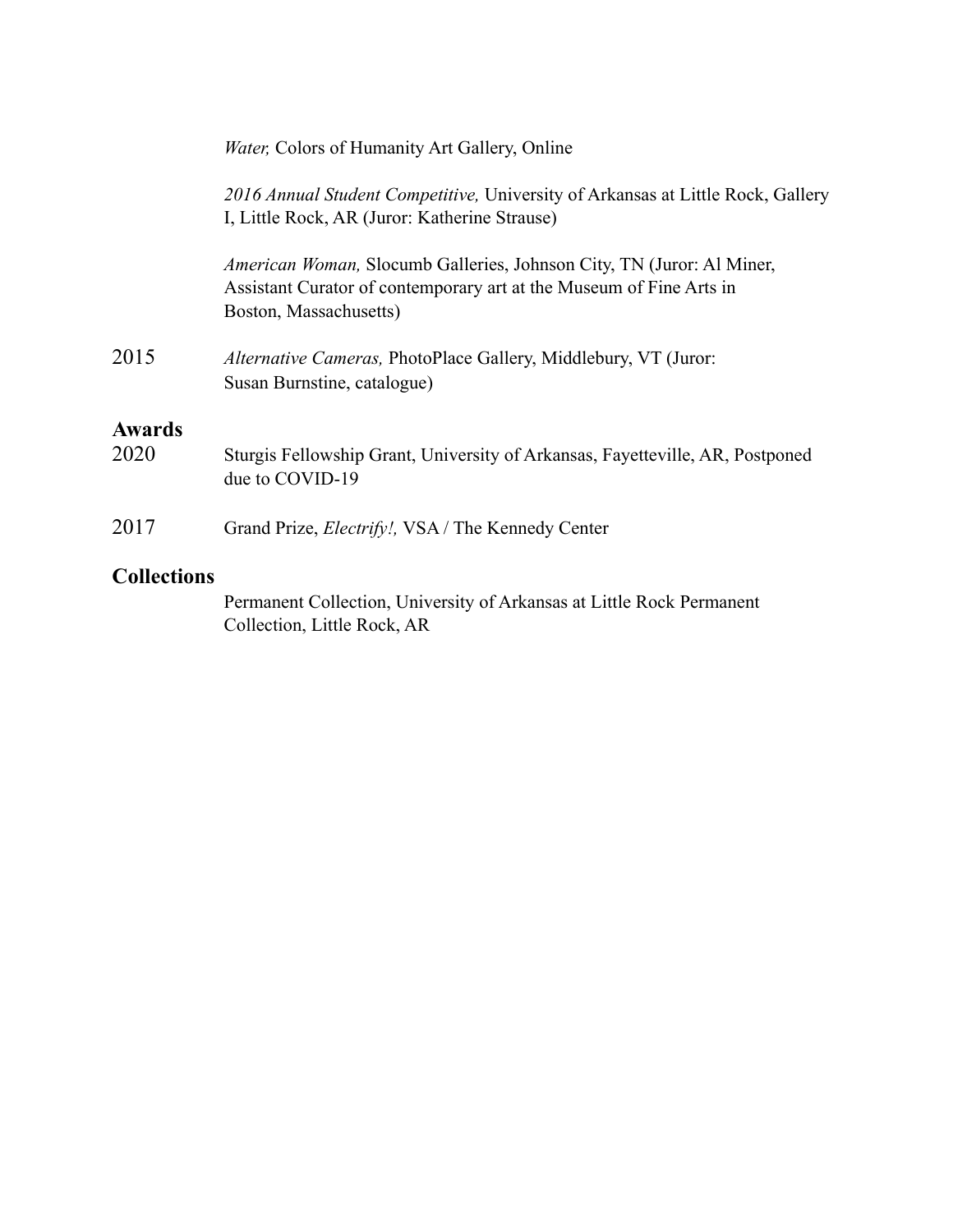*Water,* Colors of Humanity Art Gallery, Online

*2016 Annual Student Competitive,* University of Arkansas at Little Rock, Gallery I, Little Rock, AR (Juror: Katherine Strause)

*American Woman,* Slocumb Galleries, Johnson City, TN (Juror: Al Miner, Assistant Curator of contemporary art at the Museum of Fine Arts in Boston, Massachusetts)

2015 *Alternative Cameras,* PhotoPlace Gallery, Middlebury, VT (Juror: Susan Burnstine, catalogue)

## Awards

2020 Sturgis Fellowship Grant, University of Arkansas, Fayetteville, AR, Postponed due to COVID-19

2017 Grand Prize, *Electrify!,* VSA / The Kennedy Center

## Collections

Permanent Collection, University of Arkansas at Little Rock Permanent Collection, Little Rock, AR